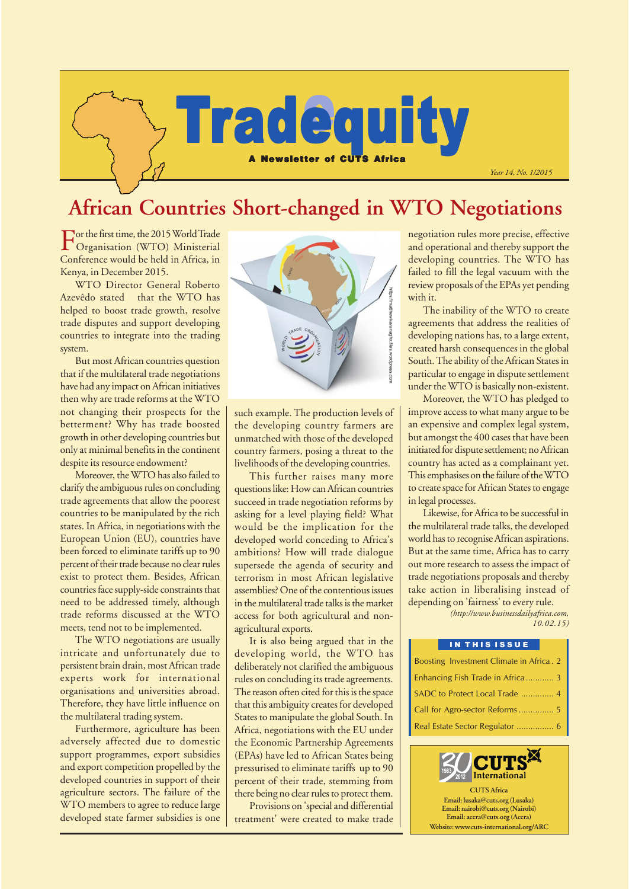# Tradequity

**A Newsletter of CUTS Africa**

*Year 14, No. 1/2015*

## African Countries Short-changed in WTO Negotiations

For the first time, the 2015 World Trade Organisation (WTO) Ministerial Conference would be held in Africa, in Kenya, in December 2015.

WTO Director General Roberto Azevêdo stated that the WTO has helped to boost trade growth, resolve trade disputes and support developing countries to integrate into the trading system.

But most African countries question that if the multilateral trade negotiations have had any impact on African initiatives then why are trade reforms at the WTO not changing their prospects for the betterment? Why has trade boosted growth in other developing countries but only at minimal benefits in the continent despite its resource endowment?

Moreover, the WTO has also failed to clarify the ambiguous rules on concluding trade agreements that allow the poorest countries to be manipulated by the rich states. In Africa, in negotiations with the European Union (EU), countries have been forced to eliminate tariffs up to 90 percent of their trade because no clear rules exist to protect them. Besides, African countries face supply-side constraints that need to be addressed timely, although trade reforms discussed at the WTO meets, tend not to be implemented.

The WTO negotiations are usually intricate and unfortunately due to persistent brain drain, most African trade experts work for international organisations and universities abroad. Therefore, they have little influence on the multilateral trading system.

Furthermore, agriculture has been adversely affected due to domestic support programmes, export subsidies and export competition propelled by the developed countries in support of their agriculture sectors. The failure of the WTO members to agree to reduce large developed state farmer subsidies is one such example. The production levels of the developing country farmers are unmatched with those of the developed country farmers, posing a threat to the livelihoods of the developing countries.

This further raises many more questions like: How can African countries succeed in trade negotiation reforms by asking for a level playing field? What would be the implication for the developed world conceding to Africa's ambitions? How will trade dialogue supersede the agenda of security and terrorism in most African legislative assemblies? One of the contentious issues in the multilateral trade talks is the market access for both agricultural and non-agricultural exports.

It is also being argued that in the developing world, the WTO has deliberately not clarified the ambiguous rules on concluding its trade agreements. The reason often cited for this is the space that this ambiguity creates for developed States to manipulate the global South. In Africa, negotiations with the EU under the Economic Partnership Agreements (EPAs) have led to African States being pressurised to eliminate tariffs up to 90 percent of their trade, stemming from there being no clear rules to protect them.

Provisions on 'special and differential treatment' were created to make trade negotiation rules more precise, effective and operational and thereby support the developing countries. The WTO has failed to fill the legal vacuum with the review proposals of the EPAs yet pending with it.

The inability of the WTO to create agreements that address the realities of developing nations has, to a large extent, created harsh consequences in the global South. The ability of the African States in particular to engage in dispute settlement under the WTO is basically non-existent.

Moreover, the WTO has pledged to improve access to what many argue to be an expensive and complex legal system, but amongst the 400 cases that have been initiated for dispute settlement; no African country has acted as a complainant yet. This emphasises on the failure of the WTO to create space for African States to engage in legal processes.

Likewise, for Africa to be successful in the multilateral trade talks, the developed world has to recognise African aspirations. But at the same time, Africa has to carry out more research to assess the impact of trade negotiations proposals and thereby take action in liberalising instead of depending on 'fairness' to every rule.

*(http://www.businessdailyafrica.com, 10.02.15)*

**IN THIS ISSUE**

- Boosting Investment Climate in Africa . 2
- Enhancing Fish Trade in Africa ........... 3
- SADC to Protect Local Trade ............. 4
- Call for Agro-sector Reforms .............. 5
- Real Estate Sector Regulator ............... 6

**CUTS Africa**
**Email: lusaka@cuts.org (Lusaka)**
**Email: nairobi@cuts.org (Nairobi)**
**Email: accra@cuts.org (Accra)**
**Website: www.cuts-international.org/ARC**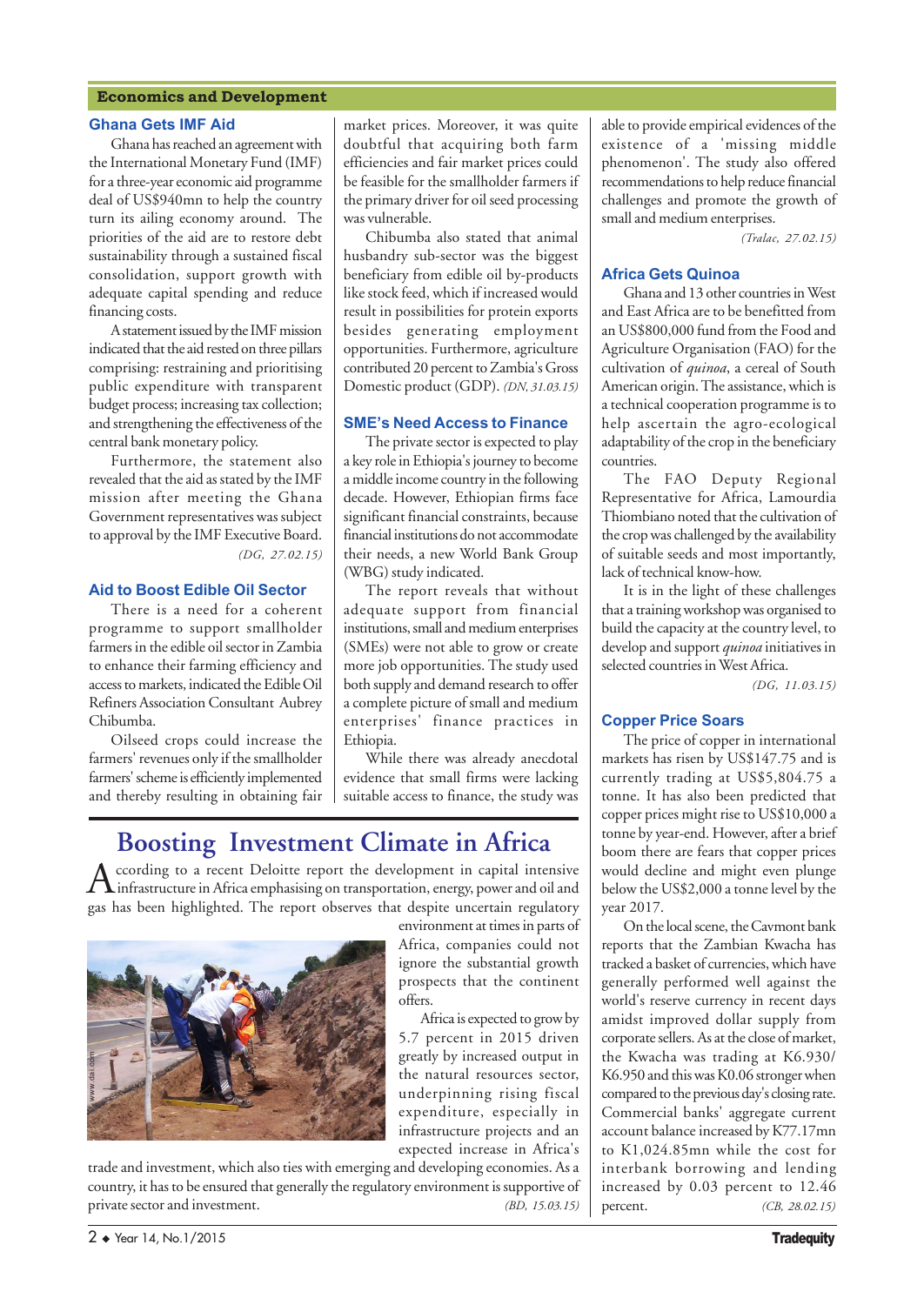## Economics and Development

### Ghana Gets IMF Aid

Ghana has reached an agreement with the International Monetary Fund (IMF) for a three-year economic aid programme deal of US$940mn to help the country turn its ailing economy around. The priorities of the aid are to restore debt sustainability through a sustained fiscal consolidation, support growth with adequate capital spending and reduce financing costs.

A statement issued by the IMF mission indicated that the aid rested on three pillars comprising: restraining and prioritising public expenditure with transparent budget process; increasing tax collection; and strengthening the effectiveness of the central bank monetary policy.

Furthermore, the statement also revealed that the aid as stated by the IMF mission after meeting the Ghana Government representatives was subject to approval by the IMF Executive Board.

*(DG, 27.02.15)*

### Aid to Boost Edible Oil Sector

There is a need for a coherent programme to support smallholder farmers in the edible oil sector in Zambia to enhance their farming efficiency and access to markets, indicated the Edible Oil Refiners Association Consultant Aubrey Chibumba.

Oilseed crops could increase the farmers' revenues only if the smallholder farmers' scheme is efficiently implemented and thereby resulting in obtaining fair market prices. Moreover, it was quite doubtful that acquiring both farm efficiencies and fair market prices could be feasible for the smallholder farmers if the primary driver for oil seed processing was vulnerable.

Chibumba also stated that animal husbandry sub-sector was the biggest beneficiary from edible oil by-products like stock feed, which if increased would result in possibilities for protein exports besides generating employment opportunities. Furthermore, agriculture contributed 20 percent to Zambia's Gross Domestic product (GDP). *(DN, 31.03.15)*

### SME's Need Access to Finance

The private sector is expected to play a key role in Ethiopia's journey to become a middle income country in the following decade. However, Ethiopian firms face significant financial constraints, because financial institutions do not accommodate their needs, a new World Bank Group (WBG) study indicated.

The report reveals that without adequate support from financial institutions, small and medium enterprises (SMEs) were not able to grow or create more job opportunities. The study used both supply and demand research to offer a complete picture of small and medium enterprises' finance practices in Ethiopia.

While there was already anecdotal evidence that small firms were lacking suitable access to finance, the study was able to provide empirical evidences of the existence of a 'missing middle phenomenon'. The study also offered recommendations to help reduce financial challenges and promote the growth of small and medium enterprises.

*(Tralac, 27.02.15)*

### Africa Gets Quinoa

Ghana and 13 other countries in West and East Africa are to be benefitted from an US$800,000 fund from the Food and Agriculture Organisation (FAO) for the cultivation of *quinoa*, a cereal of South American origin. The assistance, which is a technical cooperation programme is to help ascertain the agro-ecological adaptability of the crop in the beneficiary countries.

The FAO Deputy Regional Representative for Africa, Lamourdia Thiombiano noted that the cultivation of the crop was challenged by the availability of suitable seeds and most importantly, lack of technical know-how.

It is in the light of these challenges that a training workshop was organised to build the capacity at the country level, to develop and support *quinoa* initiatives in selected countries in West Africa.

*(DG, 11.03.15)*

### Copper Price Soars

The price of copper in international markets has risen by US$147.75 and is currently trading at US$5,804.75 a tonne. It has also been predicted that copper prices might rise to US$10,000 a tonne by year-end. However, after a brief boom there are fears that copper prices would decline and might even plunge below the US$2,000 a tonne level by the year 2017.

On the local scene, the Cavmont bank reports that the Zambian Kwacha has tracked a basket of currencies, which have generally performed well against the world's reserve currency in recent days amidst improved dollar supply from corporate sellers. As at the close of market, the Kwacha was trading at K6.930/K6.950 and this was K0.06 stronger when compared to the previous day's closing rate. Commercial banks' aggregate current account balance increased by K77.17mn to K1,024.85mn while the cost for interbank borrowing and lending increased by 0.03 percent to 12.46 percent. *(CB, 28.02.15)*

## Boosting Investment Climate in Africa

According to a recent Deloitte report the development in capital intensive infrastructure in Africa emphasising on transportation, energy, power and oil and gas has been highlighted. The report observes that despite uncertain regulatory environment at times in parts of Africa, companies could not ignore the substantial growth prospects that the continent offers.

Africa is expected to grow by 5.7 percent in 2015 driven greatly by increased output in the natural resources sector, underpinning rising fiscal expenditure, especially in infrastructure projects and an expected increase in Africa's trade and investment, which also ties with emerging and developing economies. As a country, it has to be ensured that generally the regulatory environment is supportive of private sector and investment. *(BD, 15.03.15)*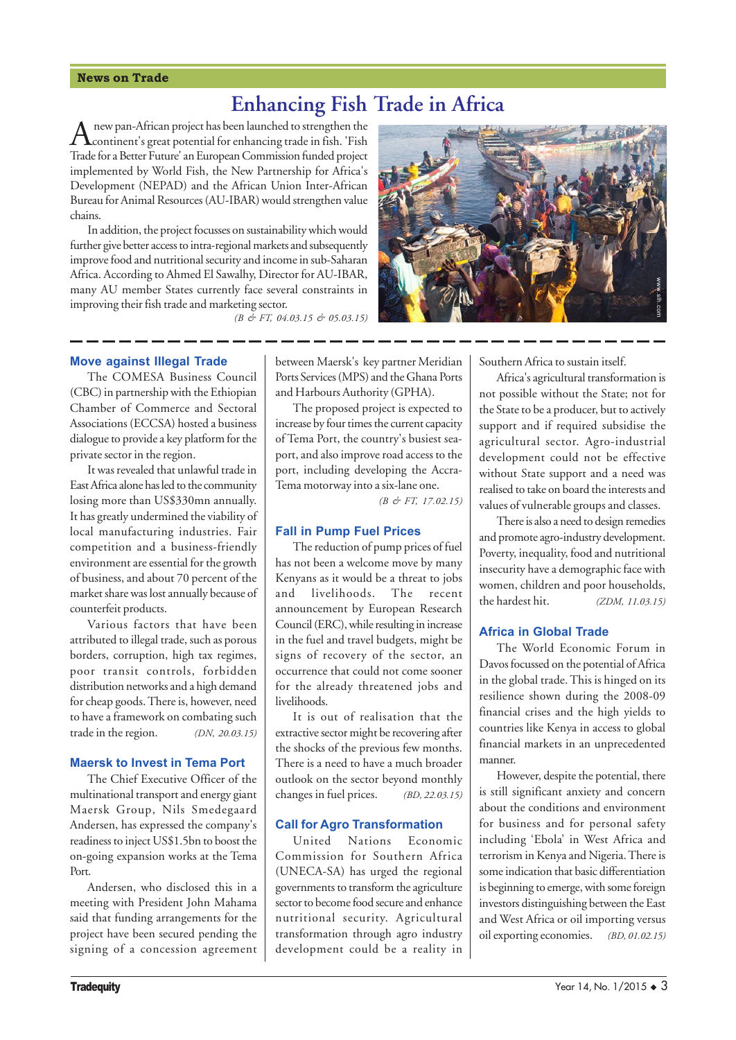## News on Trade

# Enhancing Fish Trade in Africa

A new pan-African project has been launched to strengthen the continent's great potential for enhancing trade in fish. 'Fish Trade for a Better Future' an European Commission funded project implemented by World Fish, the New Partnership for Africa's Development (NEPAD) and the African Union Inter-African Bureau for Animal Resources (AU-IBAR) would strengthen value chains.

In addition, the project focusses on sustainability which would further give better access to intra-regional markets and subsequently improve food and nutritional security and income in sub-Saharan Africa. According to Ahmed El Sawalhy, Director for AU-IBAR, many AU member States currently face several constraints in improving their fish trade and marketing sector.

*(B & FT, 04.03.15 & 05.03.15)*

### Move against Illegal Trade

The COMESA Business Council (CBC) in partnership with the Ethiopian Chamber of Commerce and Sectoral Associations (ECCSA) hosted a business dialogue to provide a key platform for the private sector in the region.

It was revealed that unlawful trade in East Africa alone has led to the community losing more than US$330mn annually. It has greatly undermined the viability of local manufacturing industries. Fair competition and a business-friendly environment are essential for the growth of business, and about 70 percent of the market share was lost annually because of counterfeit products.

Various factors that have been attributed to illegal trade, such as porous borders, corruption, high tax regimes, poor transit controls, forbidden distribution networks and a high demand for cheap goods. There is, however, need to have a framework on combating such trade in the region. *(DN, 20.03.15)*

### Maersk to Invest in Tema Port

The Chief Executive Officer of the multinational transport and energy giant Maersk Group, Nils Smedegaard Andersen, has expressed the company's readiness to inject US$1.5bn to boost the on-going expansion works at the Tema Port.

Andersen, who disclosed this in a meeting with President John Mahama said that funding arrangements for the project have been secured pending the signing of a concession agreement between Maersk's key partner Meridian Ports Services (MPS) and the Ghana Ports and Harbours Authority (GPHA).

The proposed project is expected to increase by four times the current capacity of Tema Port, the country's busiest seaport, and also improve road access to the port, including developing the Accra-Tema motorway into a six-lane one.

*(B & FT, 17.02.15)*

### Fall in Pump Fuel Prices

The reduction of pump prices of fuel has not been a welcome move by many Kenyans as it would be a threat to jobs and livelihoods. The recent announcement by European Research Council (ERC), while resulting in increase in the fuel and travel budgets, might be signs of recovery of the sector, an occurrence that could not come sooner for the already threatened jobs and livelihoods.

It is out of realisation that the extractive sector might be recovering after the shocks of the previous few months. There is a need to have a much broader outlook on the sector beyond monthly changes in fuel prices. *(BD, 22.03.15)*

### Call for Agro Transformation

United Nations Economic Commission for Southern Africa (UNECA-SA) has urged the regional governments to transform the agriculture sector to become food secure and enhance nutritional security. Agricultural transformation through agro industry development could be a reality in Southern Africa to sustain itself.

Africa's agricultural transformation is not possible without the State; not for the State to be a producer, but to actively support and if required subsidise the agricultural sector. Agro-industrial development could not be effective without State support and a need was realised to take on board the interests and values of vulnerable groups and classes.

There is also a need to design remedies and promote agro-industry development. Poverty, inequality, food and nutritional insecurity have a demographic face with women, children and poor households, the hardest hit. *(ZDM, 11.03.15)*

### Africa in Global Trade

The World Economic Forum in Davos focussed on the potential of Africa in the global trade. This is hinged on its resilience shown during the 2008-09 financial crises and the high yields to countries like Kenya in access to global financial markets in an unprecedented manner.

However, despite the potential, there is still significant anxiety and concern about the conditions and environment for business and for personal safety including 'Ebola' in West Africa and terrorism in Kenya and Nigeria. There is some indication that basic differentiation is beginning to emerge, with some foreign investors distinguishing between the East and West Africa or oil importing versus oil exporting economies. *(BD, 01.02.15)*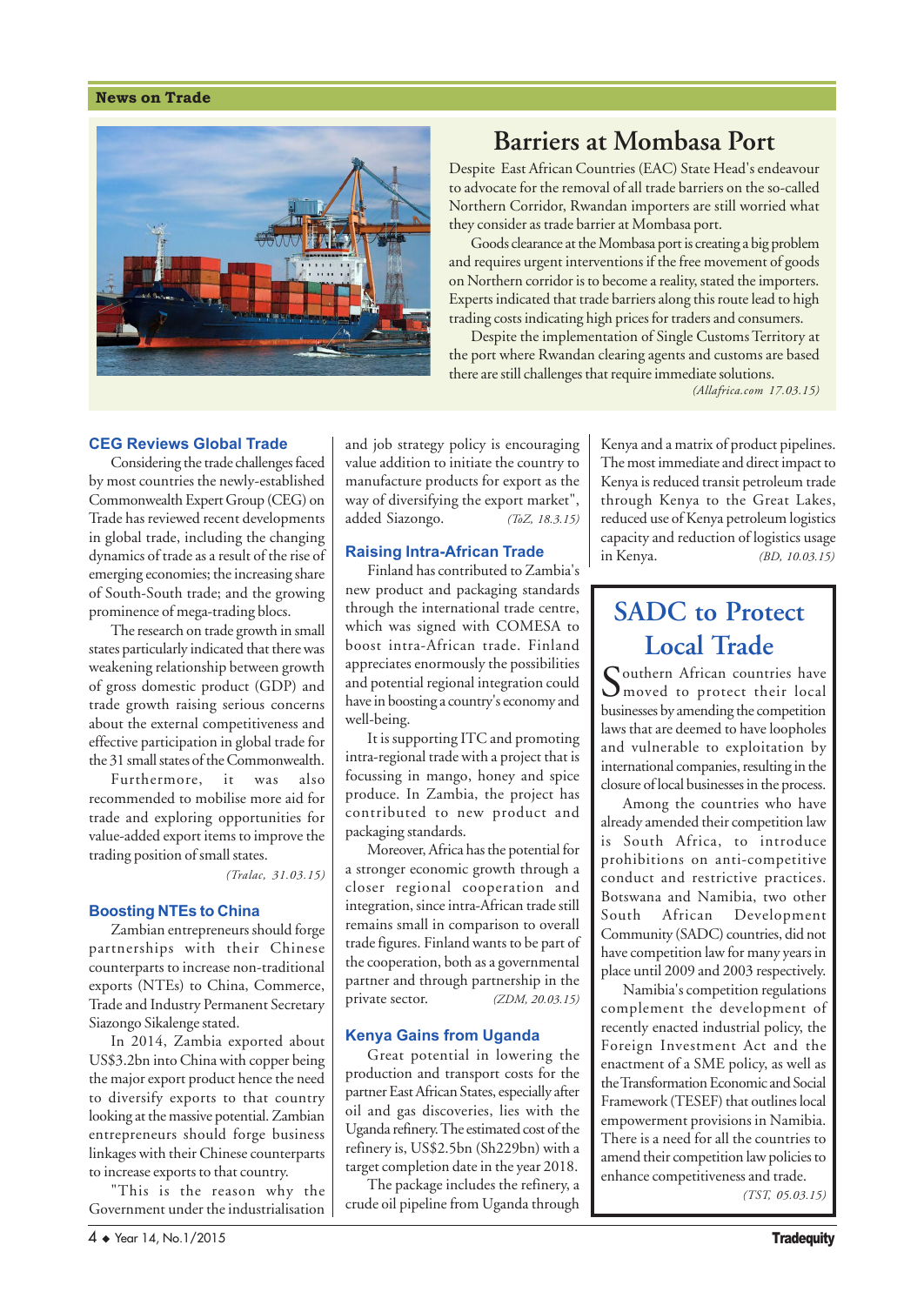## News on Trade

# Barriers at Mombasa Port

Despite East African Countries (EAC) State Head's endeavour to advocate for the removal of all trade barriers on the so-called Northern Corridor, Rwandan importers are still worried what they consider as trade barrier at Mombasa port.

Goods clearance at the Mombasa port is creating a big problem and requires urgent interventions if the free movement of goods on Northern corridor is to become a reality, stated the importers. Experts indicated that trade barriers along this route lead to high trading costs indicating high prices for traders and consumers.

Despite the implementation of Single Customs Territory at the port where Rwandan clearing agents and customs are based there are still challenges that require immediate solutions.

*(Allafrica.com 17.03.15)*

### CEG Reviews Global Trade

Considering the trade challenges faced by most countries the newly-established Commonwealth Expert Group (CEG) on Trade has reviewed recent developments in global trade, including the changing dynamics of trade as a result of the rise of emerging economies; the increasing share of South-South trade; and the growing prominence of mega-trading blocs.

The research on trade growth in small states particularly indicated that there was weakening relationship between growth of gross domestic product (GDP) and trade growth raising serious concerns about the external competitiveness and effective participation in global trade for the 31 small states of the Commonwealth.

Furthermore, it was also recommended to mobilise more aid for trade and exploring opportunities for value-added export items to improve the trading position of small states.

*(Tralac, 31.03.15)*

### Boosting NTEs to China

Zambian entrepreneurs should forge partnerships with their Chinese counterparts to increase non-traditional exports (NTEs) to China, Commerce, Trade and Industry Permanent Secretary Siazongo Sikalenge stated.

In 2014, Zambia exported about US$3.2bn into China with copper being the major export product hence the need to diversify exports to that country looking at the massive potential. Zambian entrepreneurs should forge business linkages with their Chinese counterparts to increase exports to that country.

"This is the reason why the Government under the industrialisation and job strategy policy is encouraging value addition to initiate the country to manufacture products for export as the way of diversifying the export market", added Siazongo.

*(ToZ, 18.3.15)*

### Raising Intra-African Trade

Finland has contributed to Zambia's new product and packaging standards through the international trade centre, which was signed with COMESA to boost intra-African trade. Finland appreciates enormously the possibilities and potential regional integration could have in boosting a country's economy and well-being.

It is supporting ITC and promoting intra-regional trade with a project that is focussing in mango, honey and spice produce. In Zambia, the project has contributed to new product and packaging standards.

Moreover, Africa has the potential for a stronger economic growth through a closer regional cooperation and integration, since intra-African trade still remains small in comparison to overall trade figures. Finland wants to be part of the cooperation, both as a governmental partner and through partnership in the private sector.

*(ZDM, 20.03.15)*

### Kenya Gains from Uganda

Great potential in lowering the production and transport costs for the partner East African States, especially after oil and gas discoveries, lies with the Uganda refinery. The estimated cost of the refinery is, US$2.5bn (Sh229bn) with a target completion date in the year 2018.

The package includes the refinery, a crude oil pipeline from Uganda through Kenya and a matrix of product pipelines. The most immediate and direct impact to Kenya is reduced transit petroleum trade through Kenya to the Great Lakes, reduced use of Kenya petroleum logistics capacity and reduction of logistics usage in Kenya.

*(BD, 10.03.15)*

## SADC to Protect Local Trade

Southern African countries have moved to protect their local businesses by amending the competition laws that are deemed to have loopholes and vulnerable to exploitation by international companies, resulting in the closure of local businesses in the process.

Among the countries who have already amended their competition law is South Africa, to introduce prohibitions on anti-competitive conduct and restrictive practices. Botswana and Namibia, two other South African Development Community (SADC) countries, did not have competition law for many years in place until 2009 and 2003 respectively.

Namibia's competition regulations complement the development of recently enacted industrial policy, the Foreign Investment Act and the enactment of a SME policy, as well as the Transformation Economic and Social Framework (TESEF) that outlines local empowerment provisions in Namibia. There is a need for all the countries to amend their competition law policies to enhance competitiveness and trade.

*(TST, 05.03.15)*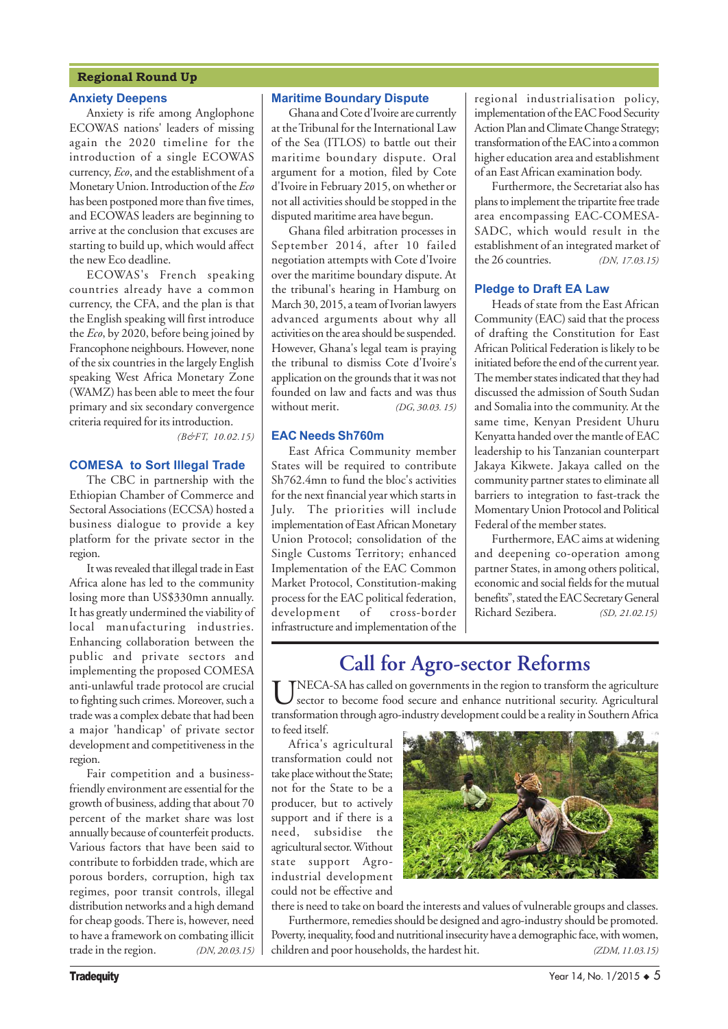## Regional Round Up

### Anxiety Deepens

Anxiety is rife among Anglophone ECOWAS nations' leaders of missing again the 2020 timeline for the introduction of a single ECOWAS currency, *Eco*, and the establishment of a Monetary Union. Introduction of the *Eco* has been postponed more than five times, and ECOWAS leaders are beginning to arrive at the conclusion that excuses are starting to build up, which would affect the new Eco deadline.

ECOWAS's French speaking countries already have a common currency, the CFA, and the plan is that the English speaking will first introduce the *Eco*, by 2020, before being joined by Francophone neighbours. However, none of the six countries in the largely English speaking West Africa Monetary Zone (WAMZ) has been able to meet the four primary and six secondary convergence criteria required for its introduction.

*(B&FT, 10.02.15)*

### COMESA to Sort Illegal Trade

The CBC in partnership with the Ethiopian Chamber of Commerce and Sectoral Associations (ECCSA) hosted a business dialogue to provide a key platform for the private sector in the region.

It was revealed that illegal trade in East Africa alone has led to the community losing more than US$330mn annually. It has greatly undermined the viability of local manufacturing industries. Enhancing collaboration between the public and private sectors and implementing the proposed COMESA anti-unlawful trade protocol are crucial to fighting such crimes. Moreover, such a trade was a complex debate that had been a major 'handicap' of private sector development and competitiveness in the region.

Fair competition and a business-friendly environment are essential for the growth of business, adding that about 70 percent of the market share was lost annually because of counterfeit products. Various factors that have been said to contribute to forbidden trade, which are porous borders, corruption, high tax regimes, poor transit controls, illegal distribution networks and a high demand for cheap goods. There is, however, need to have a framework on combating illicit trade in the region.

*(DN, 20.03.15)*

### Maritime Boundary Dispute

Ghana and Cote d'Ivoire are currently at the Tribunal for the International Law of the Sea (ITLOS) to battle out their maritime boundary dispute. Oral argument for a motion, filed by Cote d'Ivoire in February 2015, on whether or not all activities should be stopped in the disputed maritime area have begun.

Ghana filed arbitration processes in September 2014, after 10 failed negotiation attempts with Cote d'Ivoire over the maritime boundary dispute. At the tribunal's hearing in Hamburg on March 30, 2015, a team of Ivorian lawyers advanced arguments about why all activities on the area should be suspended. However, Ghana's legal team is praying the tribunal to dismiss Cote d'Ivoire's application on the grounds that it was not founded on law and facts and was thus without merit.

*(DG, 30.03. 15)*

### EAC Needs Sh760m

East Africa Community member States will be required to contribute Sh762.4mn to fund the bloc's activities for the next financial year which starts in July. The priorities will include implementation of East African Monetary Union Protocol; consolidation of the Single Customs Territory; enhanced Implementation of the EAC Common Market Protocol, Constitution-making process for the EAC political federation, development of cross-border infrastructure and implementation of the regional industrialisation policy, implementation of the EAC Food Security Action Plan and Climate Change Strategy; transformation of the EAC into a common higher education area and establishment of an East African examination body.

Furthermore, the Secretariat also has plans to implement the tripartite free trade area encompassing EAC-COMESA-SADC, which would result in the establishment of an integrated market of the 26 countries.

*(DN, 17.03.15)*

### Pledge to Draft EA Law

Heads of state from the East African Community (EAC) said that the process of drafting the Constitution for East African Political Federation is likely to be initiated before the end of the current year. The member states indicated that they had discussed the admission of South Sudan and Somalia into the community. At the same time, Kenyan President Uhuru Kenyatta handed over the mantle of EAC leadership to his Tanzanian counterpart Jakaya Kikwete. Jakaya called on the community partner states to eliminate all barriers to integration to fast-track the Momentary Union Protocol and Political Federal of the member states.

Furthermore, EAC aims at widening and deepening co-operation among partner States, in among others political, economic and social fields for the mutual benefits", stated the EAC Secretary General Richard Sezibera.

*(SD, 21.02.15)*

## Call for Agro-sector Reforms

UNECA-SA has called on governments in the region to transform the agriculture sector to become food secure and enhance nutritional security. Agricultural transformation through agro-industry development could be a reality in Southern Africa to feed itself.

Africa's agricultural transformation could not take place without the State; not for the State to be a producer, but to actively support and if there is a need, subsidise the agricultural sector. Without state support Agro-industrial development could not be effective and there is need to take on board the interests and values of vulnerable groups and classes.

Furthermore, remedies should be designed and agro-industry should be promoted. Poverty, inequality, food and nutritional insecurity have a demographic face, with women, children and poor households, the hardest hit.

*(ZDM, 11.03.15)*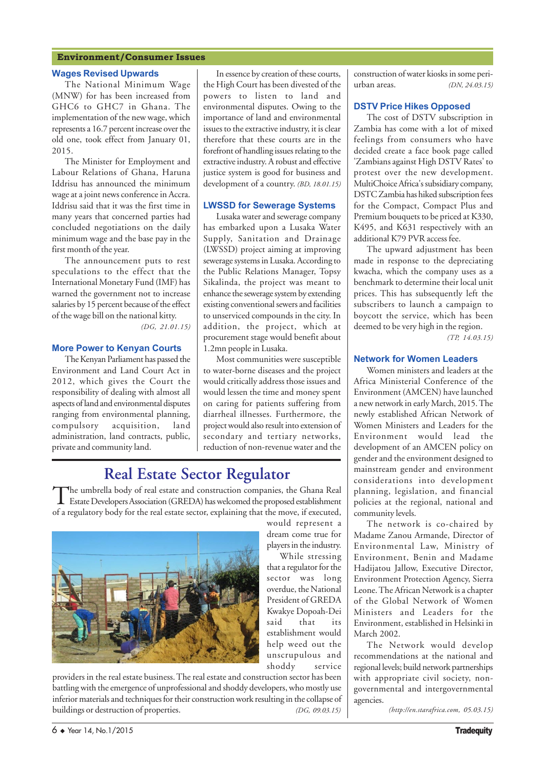## Environment/Consumer Issues

### Wages Revised Upwards

The National Minimum Wage (MNW) for has been increased from GHC6 to GHC7 in Ghana. The implementation of the new wage, which represents a 16.7 percent increase over the old one, took effect from January 01, 2015.

The Minister for Employment and Labour Relations of Ghana, Haruna Iddrisu has announced the minimum wage at a joint news conference in Accra. Iddrisu said that it was the first time in many years that concerned parties had concluded negotiations on the daily minimum wage and the base pay in the first month of the year.

The announcement puts to rest speculations to the effect that the International Monetary Fund (IMF) has warned the government not to increase salaries by 15 percent because of the effect of the wage bill on the national kitty.

*(DG, 21.01.15)*

### More Power to Kenyan Courts

The Kenyan Parliament has passed the Environment and Land Court Act in 2012, which gives the Court the responsibility of dealing with almost all aspects of land and environmental disputes ranging from environmental planning, compulsory acquisition, land administration, land contracts, public, private and community land.

In essence by creation of these courts, the High Court has been divested of the powers to listen to land and environmental disputes. Owing to the importance of land and environmental issues to the extractive industry, it is clear therefore that these courts are in the forefront of handling issues relating to the extractive industry. A robust and effective justice system is good for business and development of a country. *(BD, 18.01.15)*

### LWSSD for Sewerage Systems

Lusaka water and sewerage company has embarked upon a Lusaka Water Supply, Sanitation and Drainage (LWSSD) project aiming at improving sewerage systems in Lusaka. According to the Public Relations Manager, Topsy Sikalinda, the project was meant to enhance the sewerage system by extending existing conventional sewers and facilities to unserviced compounds in the city. In addition, the project, which at procurement stage would benefit about 1.2mn people in Lusaka.

Most communities were susceptible to water-borne diseases and the project would critically address those issues and would lessen the time and money spent on caring for patients suffering from diarrheal illnesses. Furthermore, the project would also result into extension of secondary and tertiary networks, reduction of non-revenue water and the construction of water kiosks in some peri-urban areas. *(DN, 24.03.15)*

### DSTV Price Hikes Opposed

The cost of DSTV subscription in Zambia has come with a lot of mixed feelings from consumers who have decided create a face book page called 'Zambians against High DSTV Rates' to protest over the new development. MultiChoice Africa's subsidiary company, DSTC Zambia has hiked subscription fees for the Compact, Compact Plus and Premium bouquets to be priced at K330, K495, and K631 respectively with an additional K79 PVR access fee.

The upward adjustment has been made in response to the depreciating kwacha, which the company uses as a benchmark to determine their local unit prices. This has subsequently left the subscribers to launch a campaign to boycott the service, which has been deemed to be very high in the region.

*(TP, 14.03.15)*

### Network for Women Leaders

Women ministers and leaders at the Africa Ministerial Conference of the Environment (AMCEN) have launched a new network in early March, 2015. The newly established African Network of Women Ministers and Leaders for the Environment would lead the development of an AMCEN policy on gender and the environment designed to mainstream gender and environment considerations into development planning, legislation, and financial policies at the regional, national and community levels.

The network is co-chaired by Madame Zanou Armande, Director of Environmental Law, Ministry of Environment, Benin and Madame Hadijatou Jallow, Executive Director, Environment Protection Agency, Sierra Leone. The African Network is a chapter of the Global Network of Women Ministers and Leaders for the Environment, established in Helsinki in March 2002.

The Network would develop recommendations at the national and regional levels; build network partnerships with appropriate civil society, non-governmental and intergovernmental agencies.

*(http://en.starafrica.com, 05.03.15)*

## Real Estate Sector Regulator

The umbrella body of real estate and construction companies, the Ghana Real Estate Developers Association (GREDA) has welcomed the proposed establishment of a regulatory body for the real estate sector, explaining that the move, if executed, would represent a dream come true for players in the industry.

While stressing that a regulator for the sector was long overdue, the National President of GREDA Kwakye Dopoah-Dei said that its establishment would help weed out the unscrupulous and shoddy service providers in the real estate business. The real estate and construction sector has been battling with the emergence of unprofessional and shoddy developers, who mostly use inferior materials and techniques for their construction work resulting in the collapse of buildings or destruction of properties. *(DG, 09.03.15)*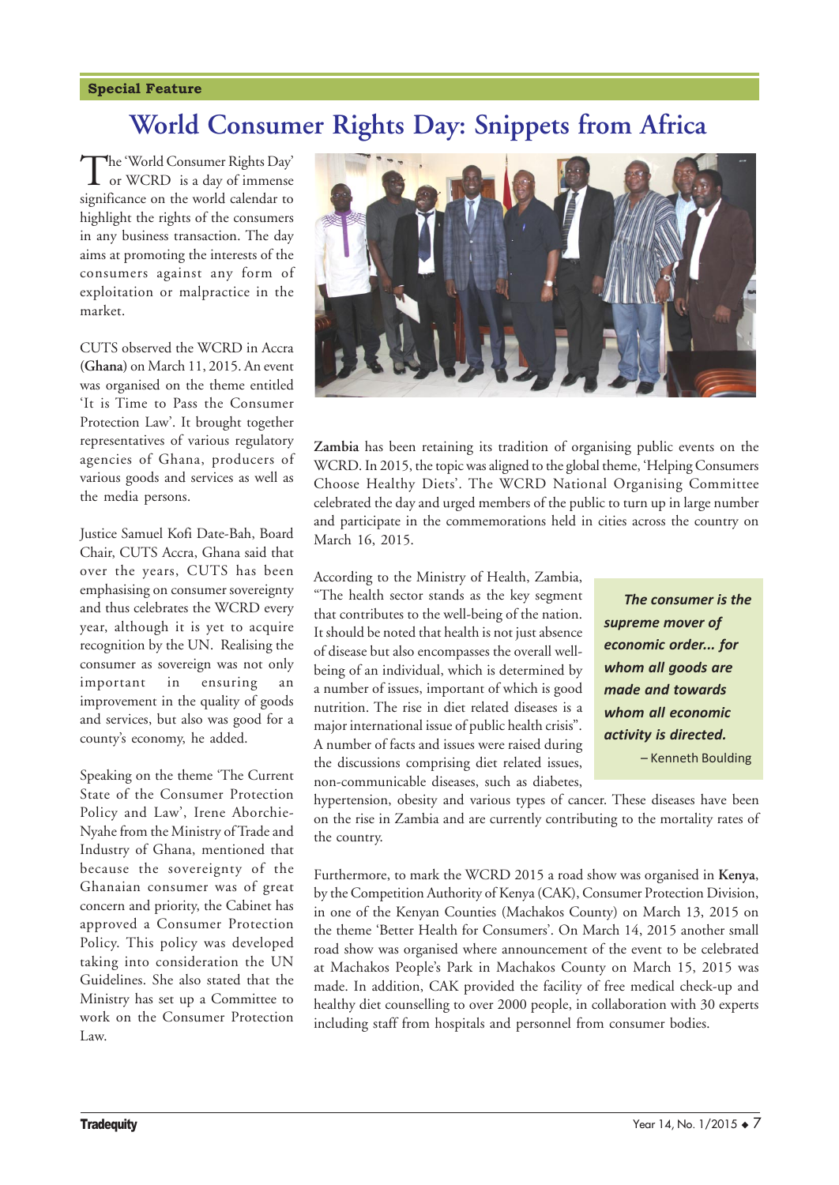Special Feature

# World Consumer Rights Day: Snippets from Africa

The 'World Consumer Rights Day' or WCRD is a day of immense significance on the world calendar to highlight the rights of the consumers in any business transaction. The day aims at promoting the interests of the consumers against any form of exploitation or malpractice in the market.

CUTS observed the WCRD in Accra (**Ghana**) on March 11, 2015. An event was organised on the theme entitled 'It is Time to Pass the Consumer Protection Law'. It brought together representatives of various regulatory agencies of Ghana, producers of various goods and services as well as the media persons.

Justice Samuel Kofi Date-Bah, Board Chair, CUTS Accra, Ghana said that over the years, CUTS has been emphasising on consumer sovereignty and thus celebrates the WCRD every year, although it is yet to acquire recognition by the UN. Realising the consumer as sovereign was not only important in ensuring an improvement in the quality of goods and services, but also was good for a county's economy, he added.

Speaking on the theme 'The Current State of the Consumer Protection Policy and Law', Irene Aborchie-Nyahe from the Ministry of Trade and Industry of Ghana, mentioned that because the sovereignty of the Ghanaian consumer was of great concern and priority, the Cabinet has approved a Consumer Protection Policy. This policy was developed taking into consideration the UN Guidelines. She also stated that the Ministry has set up a Committee to work on the Consumer Protection Law.

**Zambia** has been retaining its tradition of organising public events on the WCRD. In 2015, the topic was aligned to the global theme, 'Helping Consumers Choose Healthy Diets'. The WCRD National Organising Committee celebrated the day and urged members of the public to turn up in large number and participate in the commemorations held in cities across the country on March 16, 2015.

According to the Ministry of Health, Zambia, "The health sector stands as the key segment that contributes to the well-being of the nation. It should be noted that health is not just absence of disease but also encompasses the overall well-being of an individual, which is determined by a number of issues, important of which is good nutrition. The rise in diet related diseases is a major international issue of public health crisis". A number of facts and issues were raised during the discussions comprising diet related issues, non-communicable diseases, such as diabetes, hypertension, obesity and various types of cancer. These diseases have been on the rise in Zambia and are currently contributing to the mortality rates of the country.

> ***The consumer is the supreme mover of economic order... for whom all goods are made and towards whom all economic activity is directed.***
>
> – Kenneth Boulding

Furthermore, to mark the WCRD 2015 a road show was organised in **Kenya**, by the Competition Authority of Kenya (CAK), Consumer Protection Division, in one of the Kenyan Counties (Machakos County) on March 13, 2015 on the theme 'Better Health for Consumers'. On March 14, 2015 another small road show was organised where announcement of the event to be celebrated at Machakos People's Park in Machakos County on March 15, 2015 was made. In addition, CAK provided the facility of free medical check-up and healthy diet counselling to over 2000 people, in collaboration with 30 experts including staff from hospitals and personnel from consumer bodies.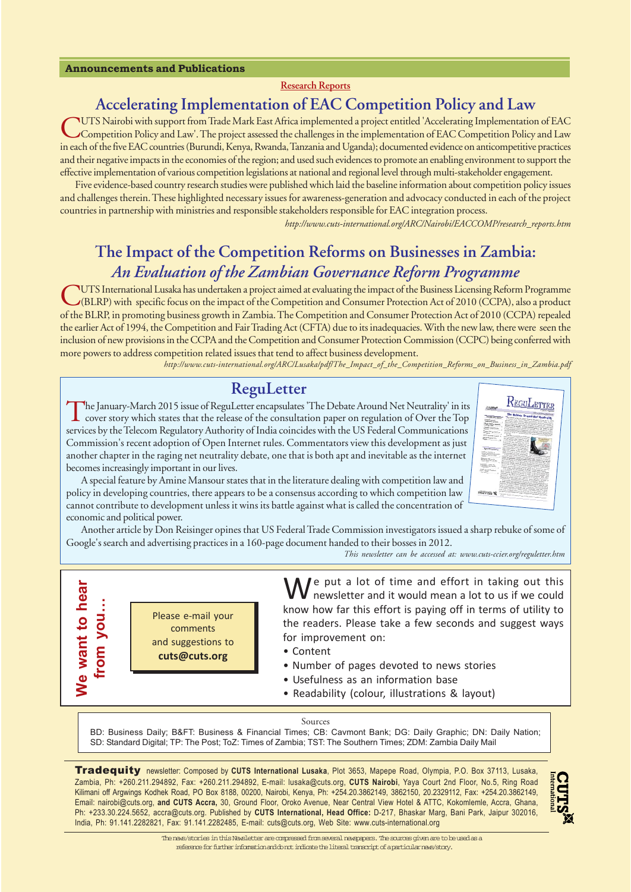**Announcements and Publications**

**Research Reports**

## Accelerating Implementation of EAC Competition Policy and Law

CUTS Nairobi with support from Trade Mark East Africa implemented a project entitled 'Accelerating Implementation of EAC Competition Policy and Law'. The project assessed the challenges in the implementation of EAC Competition Policy and Law in each of the five EAC countries (Burundi, Kenya, Rwanda, Tanzania and Uganda); documented evidence on anticompetitive practices and their negative impacts in the economies of the region; and used such evidences to promote an enabling environment to support the effective implementation of various competition legislations at national and regional level through multi-stakeholder engagement.

Five evidence-based country research studies were published which laid the baseline information about competition policy issues and challenges therein. These highlighted necessary issues for awareness-generation and advocacy conducted in each of the project countries in partnership with ministries and responsible stakeholders responsible for EAC integration process.

*http://www.cuts-international.org/ARC/Nairobi/EACCOMP/research_reports.htm*

## The Impact of the Competition Reforms on Businesses in Zambia: *An Evaluation of the Zambian Governance Reform Programme*

CUTS International Lusaka has undertaken a project aimed at evaluating the impact of the Business Licensing Reform Programme (BLRP) with specific focus on the impact of the Competition and Consumer Protection Act of 2010 (CCPA), also a product of the BLRP, in promoting business growth in Zambia. The Competition and Consumer Protection Act of 2010 (CCPA) repealed the earlier Act of 1994, the Competition and Fair Trading Act (CFTA) due to its inadequacies. With the new law, there were seen the inclusion of new provisions in the CCPA and the Competition and Consumer Protection Commission (CCPC) being conferred with more powers to address competition related issues that tend to affect business development.

*http://www.cuts-international.org/ARC/Lusaka/pdf/The_Impact_of_the_Competition_Reforms_on_Business_in_Zambia.pdf*

## ReguLetter

The January-March 2015 issue of ReguLetter encapsulates 'The Debate Around Net Neutrality' in its cover story which states that the release of the consultation paper on regulation of Over the Top services by the Telecom Regulatory Authority of India coincides with the US Federal Communications Commission's recent adoption of Open Internet rules. Commentators view this development as just another chapter in the raging net neutrality debate, one that is both apt and inevitable as the internet becomes increasingly important in our lives.

A special feature by Amine Mansour states that in the literature dealing with competition law and policy in developing countries, there appears to be a consensus according to which competition law cannot contribute to development unless it wins its battle against what is called the concentration of economic and political power.

Another article by Don Reisinger opines that US Federal Trade Commission investigators issued a sharp rebuke of some of Google's search and advertising practices in a 160-page document handed to their bosses in 2012.

*This newsletter can be accessed at: www.cuts-ccier.org/reguletter.htm*

**We want to hear from you…**

Please e-mail your comments and suggestions to **cuts@cuts.org**

We put a lot of time and effort in taking out this newsletter and it would mean a lot to us if we could know how far this effort is paying off in terms of utility to the readers. Please take a few seconds and suggest ways for improvement on:

- Content
- Number of pages devoted to news stories
- Usefulness as an information base
- Readability (colour, illustrations & layout)

Sources

BD: Business Daily; B&FT: Business & Financial Times; CB: Cavmont Bank; DG: Daily Graphic; DN: Daily Nation; SD: Standard Digital; TP: The Post; ToZ: Times of Zambia; TST: The Southern Times; ZDM: Zambia Daily Mail

**Tradequity** newsletter: Composed by **CUTS International Lusaka**, Plot 3653, Mapepe Road, Olympia, P.O. Box 37113, Lusaka, Zambia, Ph: +260.211.294892, Fax: +260.211.294892, E-mail: lusaka@cuts.org, **CUTS Nairobi**, Yaya Court 2nd Floor, No.5, Ring Road Kilimani off Argwings Kodhek Road, PO Box 8188, 00200, Nairobi, Kenya, Ph: +254.20.3862149, 3862150, 20.2329112, Fax: +254.20.3862149, Email: nairobi@cuts.org, **and CUTS Accra,** 30, Ground Floor, Oroko Avenue, Near Central View Hotel & ATTC, Kokomlemle, Accra, Ghana, Ph: +233.30.224.5652, accra@cuts.org. Published by **CUTS International, Head Office:** D-217, Bhaskar Marg, Bani Park, Jaipur 302016, India, Ph: 91.141.2282821, Fax: 91.141.2282485, E-mail: cuts@cuts.org, Web Site: www.cuts-international.org

The news/stories in this Newsletter are compressed from several newspapers. The sources given are to be used as a reference for further information and do not indicate the literal transcript of a particular news/story.